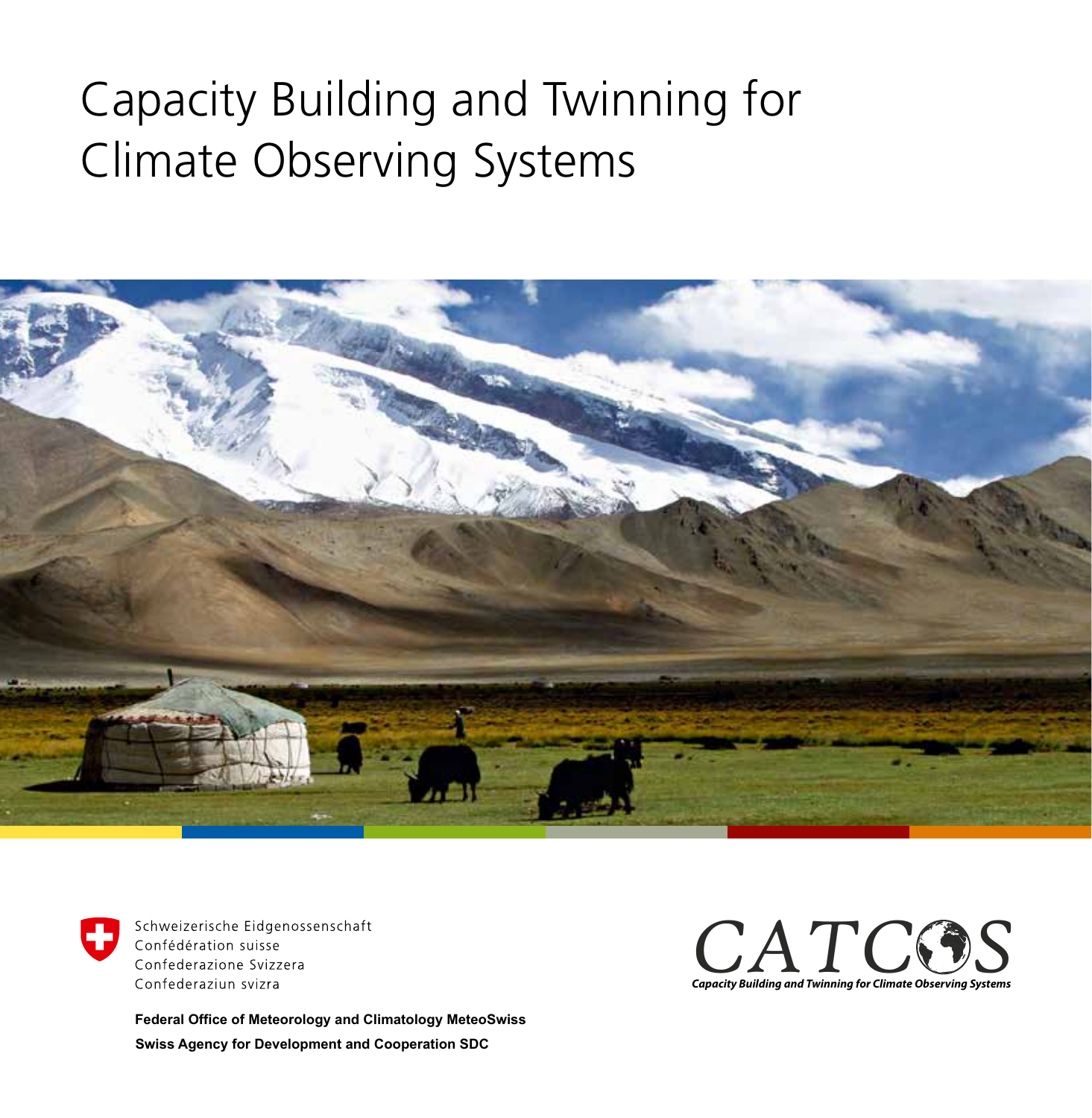# Capacity Building and Twinning for Climate Observing Systems

Schweizerische Eidgenossenschaft
Confédération suisse
Confederazione Svizzera
Confederaziun svizra

**Federal Office of Meteorology and Climatology MeteoSwiss**
**Swiss Agency for Development and Cooperation SDC**

CATCOS
*Capacity Building and Twinning for Climate Observing Systems*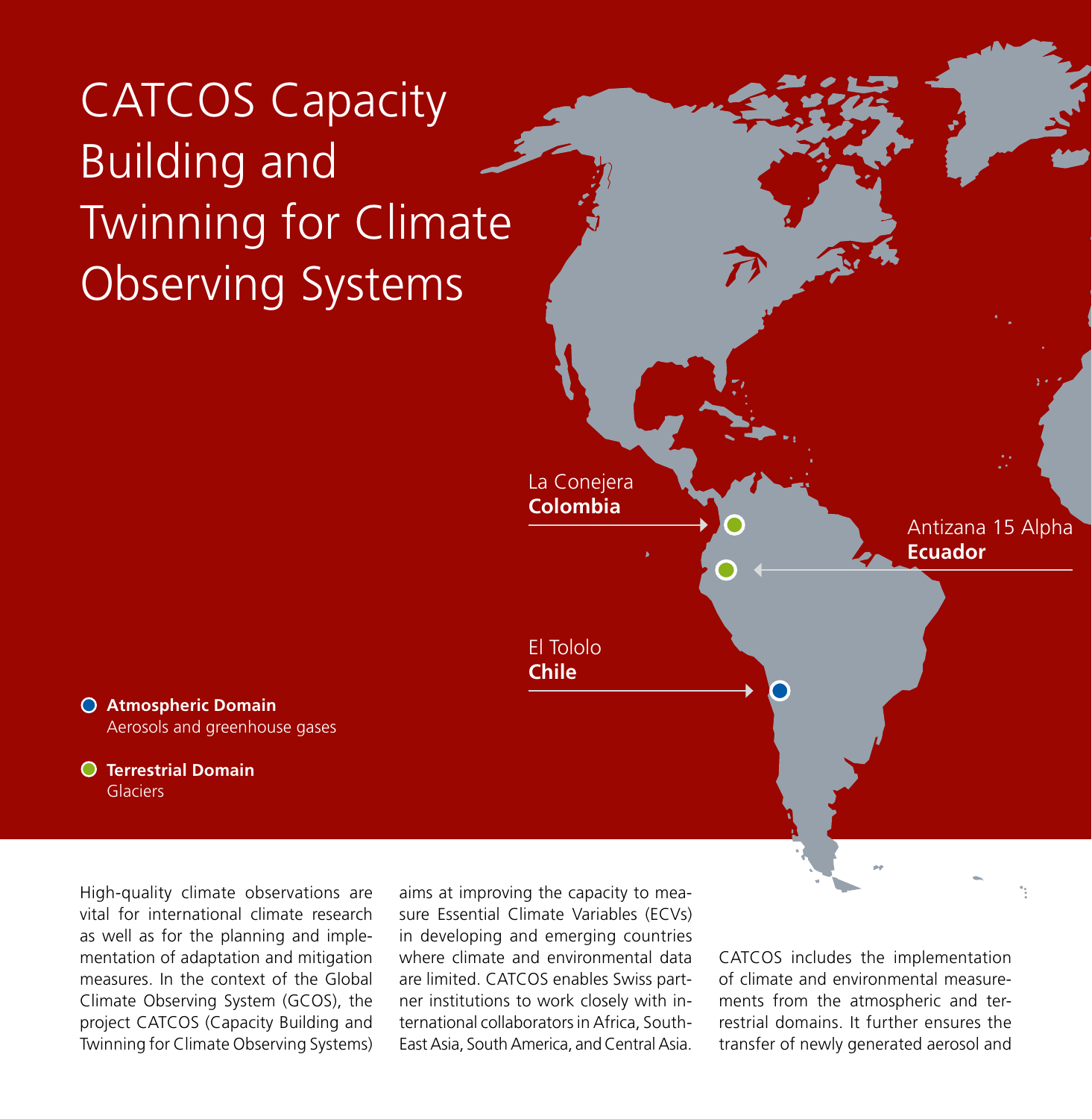# CATCOS Capacity Building and Twinning for Climate Observing Systems

La Conejera
**Colombia**

Antizana 15 Alpha
**Ecuador**

El Tololo
**Chile**

**Atmospheric Domain**
Aerosols and greenhouse gases

**Terrestrial Domain**
Glaciers

High-quality climate observations are vital for international climate research as well as for the planning and implementation of adaptation and mitigation measures. In the context of the Global Climate Observing System (GCOS), the project CATCOS (Capacity Building and Twinning for Climate Observing Systems) aims at improving the capacity to measure Essential Climate Variables (ECVs) in developing and emerging countries where climate and environmental data are limited. CATCOS enables Swiss partner institutions to work closely with international collaborators in Africa, South-East Asia, South America, and Central Asia.

CATCOS includes the implementation of climate and environmental measurements from the atmospheric and terrestrial domains. It further ensures the transfer of newly generated aerosol and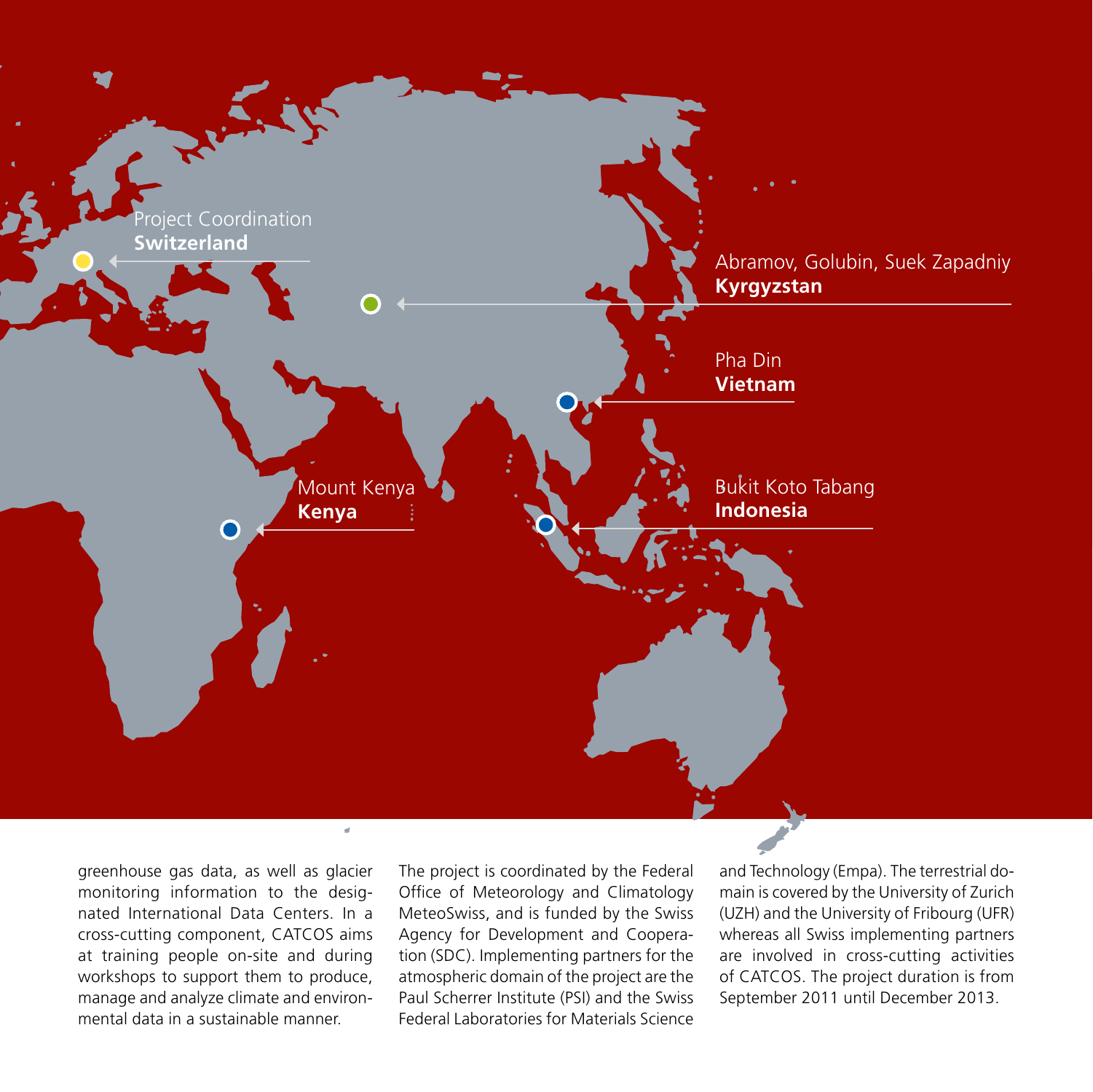Project Coordination
**Switzerland**

Abramov, Golubin, Suek Zapadniy
**Kyrgyzstan**

Pha Din
**Vietnam**

Mount Kenya
**Kenya**

Bukit Koto Tabang
**Indonesia**

greenhouse gas data, as well as glacier monitoring information to the designated International Data Centers. In a cross-cutting component, CATCOS aims at training people on-site and during workshops to support them to produce, manage and analyze climate and environmental data in a sustainable manner.

The project is coordinated by the Federal Office of Meteorology and Climatology MeteoSwiss, and is funded by the Swiss Agency for Development and Cooperation (SDC). Implementing partners for the atmospheric domain of the project are the Paul Scherrer Institute (PSI) and the Swiss Federal Laboratories for Materials Science and Technology (Empa). The terrestrial domain is covered by the University of Zurich (UZH) and the University of Fribourg (UFR) whereas all Swiss implementing partners are involved in cross-cutting activities of CATCOS. The project duration is from September 2011 until December 2013.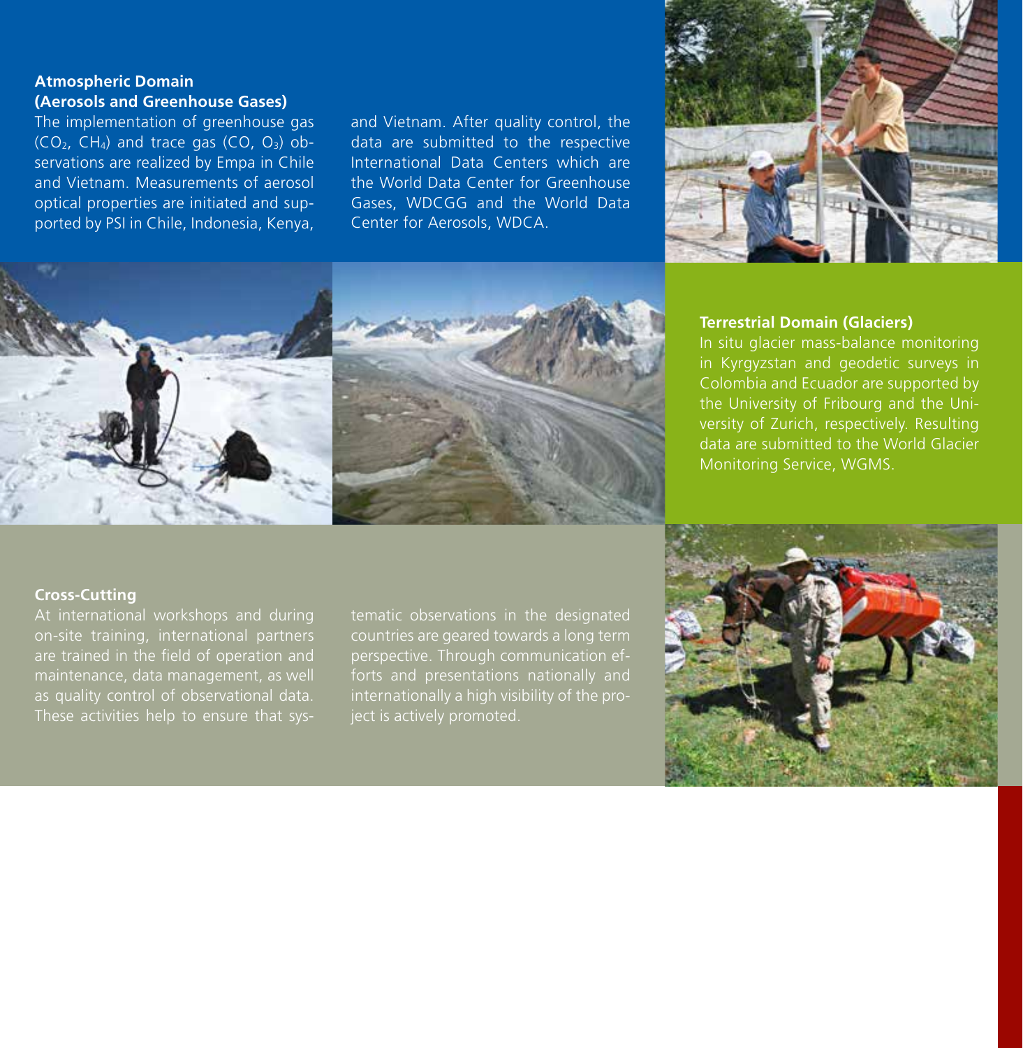### Atmospheric Domain (Aerosols and Greenhouse Gases)

The implementation of greenhouse gas ($CO_2$, $CH_4$) and trace gas ($CO$, $O_3$) observations are realized by Empa in Chile and Vietnam. Measurements of aerosol optical properties are initiated and supported by PSI in Chile, Indonesia, Kenya, and Vietnam. After quality control, the data are submitted to the respective International Data Centers which are the World Data Center for Greenhouse Gases, WDCGG and the World Data Center for Aerosols, WDCA.

### Terrestrial Domain (Glaciers)

In situ glacier mass-balance monitoring in Kyrgyzstan and geodetic surveys in Colombia and Ecuador are supported by the University of Fribourg and the University of Zurich, respectively. Resulting data are submitted to the World Glacier Monitoring Service, WGMS.

### Cross-Cutting

At international workshops and during on-site training, international partners are trained in the field of operation and maintenance, data management, as well as quality control of observational data. These activities help to ensure that systematic observations in the designated countries are geared towards a long term perspective. Through communication efforts and presentations nationally and internationally a high visibility of the project is actively promoted.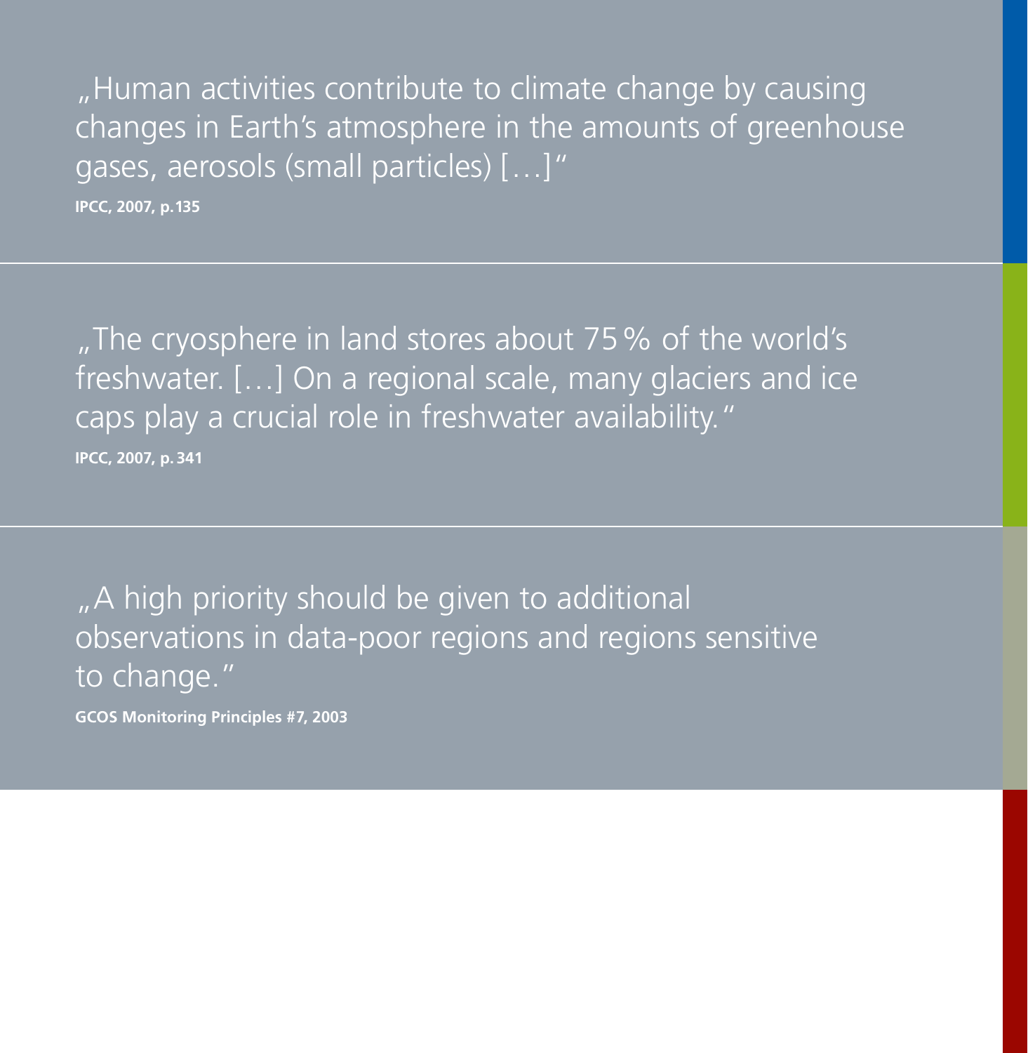„Human activities contribute to climate change by causing changes in Earth's atmosphere in the amounts of greenhouse gases, aerosols (small particles) […]"

**IPCC, 2007, p. 135**

„The cryosphere in land stores about 75 % of the world's freshwater. […] On a regional scale, many glaciers and ice caps play a crucial role in freshwater availability."

**IPCC, 2007, p. 341**

„A high priority should be given to additional observations in data-poor regions and regions sensitive to change."

**GCOS Monitoring Principles #7, 2003**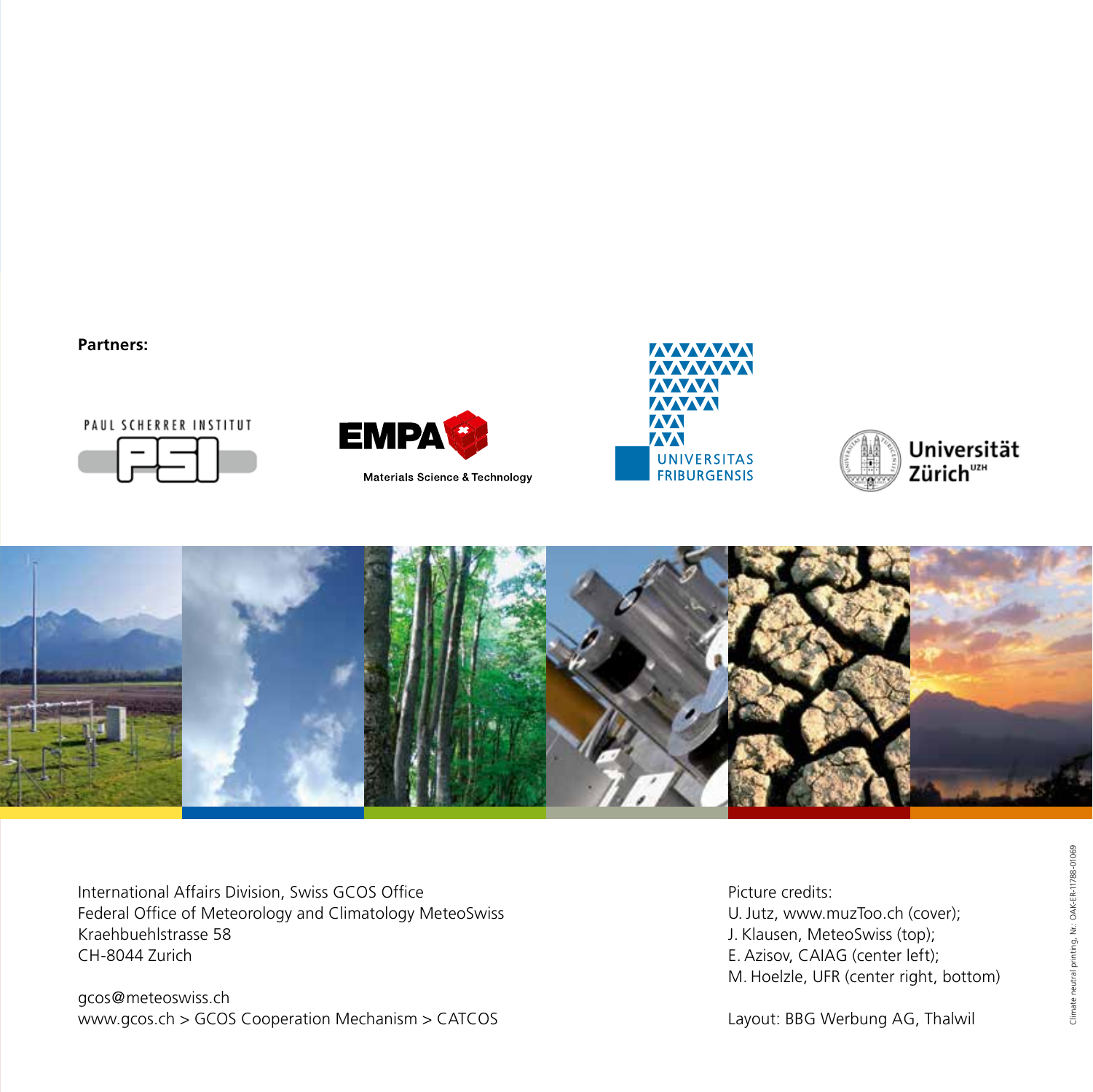**Partners:**

PAUL SCHERRER INSTITUT PSI

EMPA Materials Science & Technology

UNIVERSITAS FRIBURGENSIS

Universität Zürich[UZH]

International Affairs Division, Swiss GCOS Office
Federal Office of Meteorology and Climatology MeteoSwiss
Kraehbuehlstrasse 58
CH-8044 Zurich

gcos@meteoswiss.ch
www.gcos.ch > GCOS Cooperation Mechanism > CATCOS

Picture credits:
U. Jutz, www.muzToo.ch (cover);
J. Klausen, MeteoSwiss (top);
E. Azisov, CAIAG (center left);
M. Hoelzle, UFR (center right, bottom)

Layout: BBG Werbung AG, Thalwil

Climate neutral printing, Nr.: OAK-ER-11788-01069